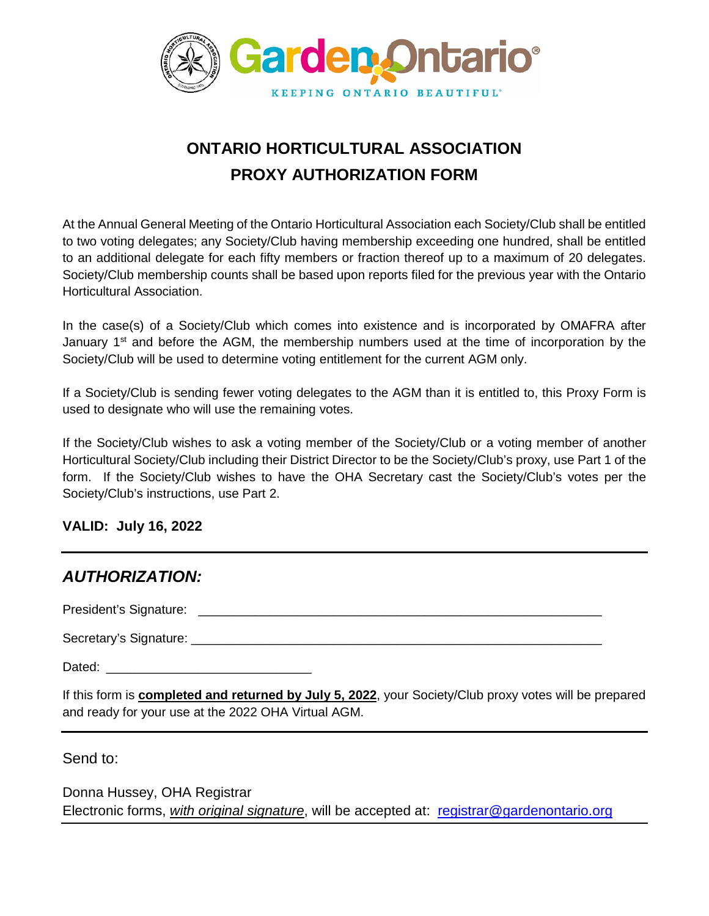# ONTARIO HORTICULTURAL ASSOCIATION
# PROXY AUTHORIZATION FORM

At the Annual General Meeting of the Ontario Horticultural Association each Society/Club shall be entitled to two voting delegates; any Society/Club having membership exceeding one hundred, shall be entitled to an additional delegate for each fifty members or fraction thereof up to a maximum of 20 delegates. Society/Club membership counts shall be based upon reports filed for the previous year with the Ontario Horticultural Association.

In the case(s) of a Society/Club which comes into existence and is incorporated by OMAFRA after January 1st and before the AGM, the membership numbers used at the time of incorporation by the Society/Club will be used to determine voting entitlement for the current AGM only.

If a Society/Club is sending fewer voting delegates to the AGM than it is entitled to, this Proxy Form is used to designate who will use the remaining votes.

If the Society/Club wishes to ask a voting member of the Society/Club or a voting member of another Horticultural Society/Club including their District Director to be the Society/Club's proxy, use Part 1 of the form. If the Society/Club wishes to have the OHA Secretary cast the Society/Club's votes per the Society/Club's instructions, use Part 2.

**VALID: July 16, 2022**

---

## *AUTHORIZATION:*

President's Signature: ___________________________________________________________

Secretary's Signature: ____________________________________________________________

Dated: ______________________________

If this form is **completed and returned by July 5, 2022**, your Society/Club proxy votes will be prepared and ready for your use at the 2022 OHA Virtual AGM.

---

Send to:

Donna Hussey, OHA Registrar
Electronic forms, *with original signature*, will be accepted at: registrar@gardenontario.org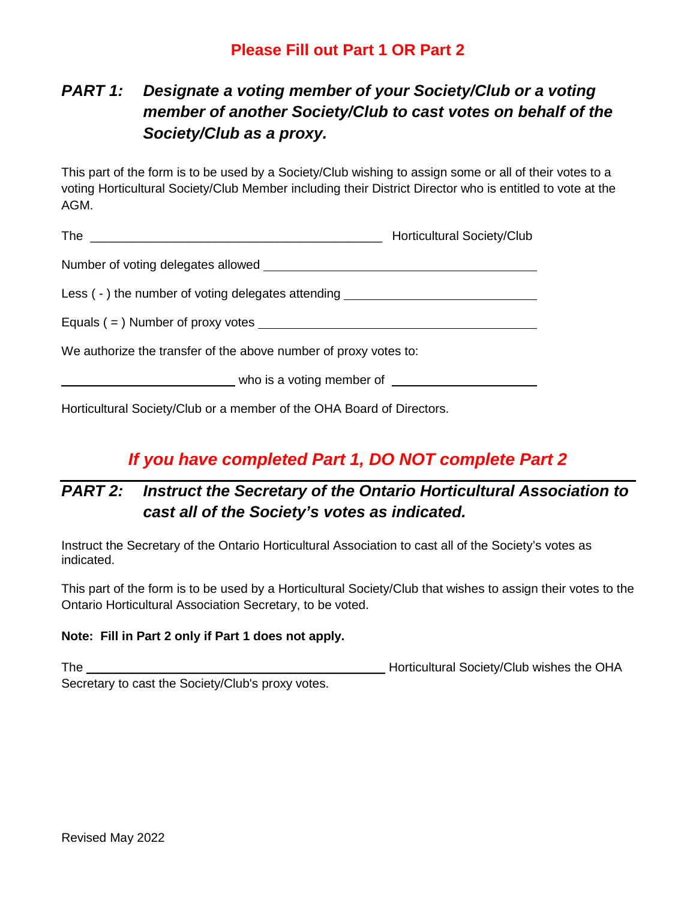**Please Fill out Part 1 OR Part 2**

## *PART 1: Designate a voting member of your Society/Club or a voting member of another Society/Club to cast votes on behalf of the Society/Club as a proxy.*

This part of the form is to be used by a Society/Club wishing to assign some or all of their votes to a voting Horticultural Society/Club Member including their District Director who is entitled to vote at the AGM.

The ________________________________________ Horticultural Society/Club

Number of voting delegates allowed ________________________________________

Less ( - ) the number of voting delegates attending ____________________________

Equals ( = ) Number of proxy votes ________________________________________

We authorize the transfer of the above number of proxy votes to:

__________________________ who is a voting member of ______________________

Horticultural Society/Club or a member of the OHA Board of Directors.

***If you have completed Part 1, DO NOT complete Part 2***

## *PART 2: Instruct the Secretary of the Ontario Horticultural Association to cast all of the Society's votes as indicated.*

Instruct the Secretary of the Ontario Horticultural Association to cast all of the Society's votes as indicated.

This part of the form is to be used by a Horticultural Society/Club that wishes to assign their votes to the Ontario Horticultural Association Secretary, to be voted.

**Note: Fill in Part 2 only if Part 1 does not apply.**

The ____________________________________________ Horticultural Society/Club wishes the OHA Secretary to cast the Society/Club's proxy votes.

Revised May 2022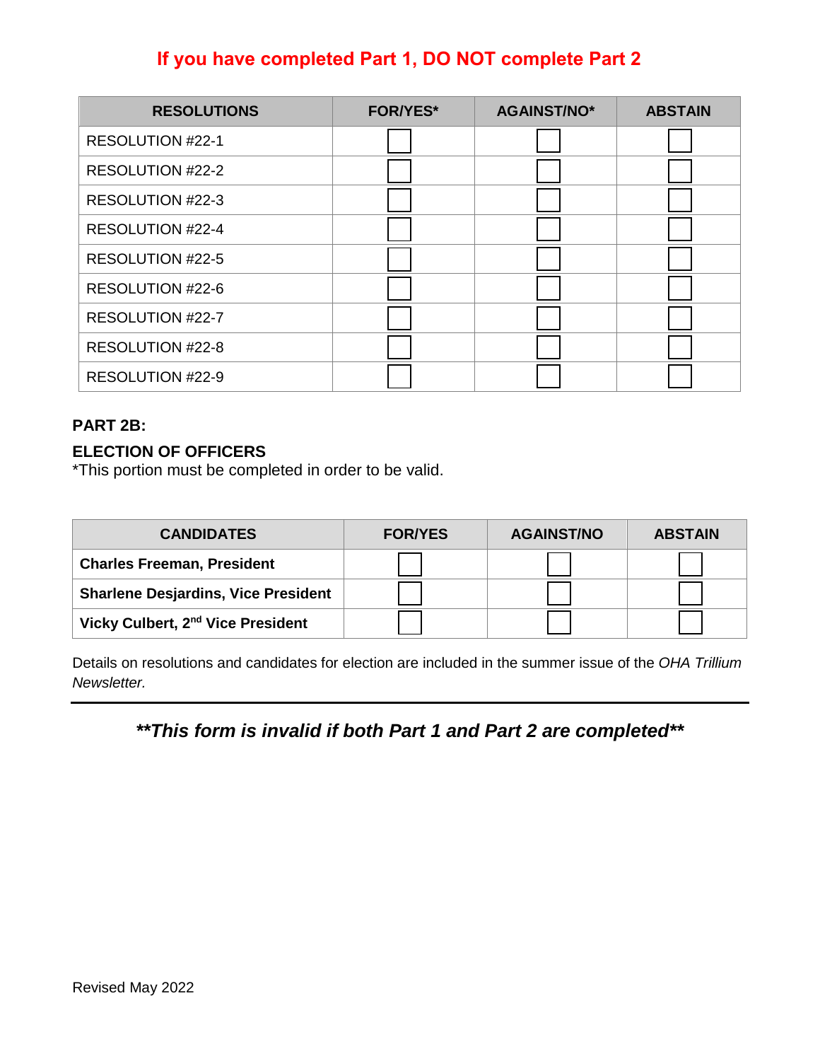**If you have completed Part 1, DO NOT complete Part 2**

| RESOLUTIONS | FOR/YES* | AGAINST/NO* | ABSTAIN |
|---|---|---|---|
| RESOLUTION #22-1 | ☐ | ☐ | ☐ |
| RESOLUTION #22-2 | ☐ | ☐ | ☐ |
| RESOLUTION #22-3 | ☐ | ☐ | ☐ |
| RESOLUTION #22-4 | ☐ | ☐ | ☐ |
| RESOLUTION #22-5 | ☐ | ☐ | ☐ |
| RESOLUTION #22-6 | ☐ | ☐ | ☐ |
| RESOLUTION #22-7 | ☐ | ☐ | ☐ |
| RESOLUTION #22-8 | ☐ | ☐ | ☐ |
| RESOLUTION #22-9 | ☐ | ☐ | ☐ |

**PART 2B:**

**ELECTION OF OFFICERS**

*This portion must be completed in order to be valid.

| CANDIDATES | FOR/YES | AGAINST/NO | ABSTAIN |
|---|---|---|---|
| **Charles Freeman, President** | ☐ | ☐ | ☐ |
| **Sharlene Desjardins, Vice President** | ☐ | ☐ | ☐ |
| **Vicky Culbert, 2nd Vice President** | ☐ | ☐ | ☐ |

Details on resolutions and candidates for election are included in the summer issue of the *OHA Trillium Newsletter.*

---

***\*\*This form is invalid if both Part 1 and Part 2 are completed\*\****

Revised May 2022